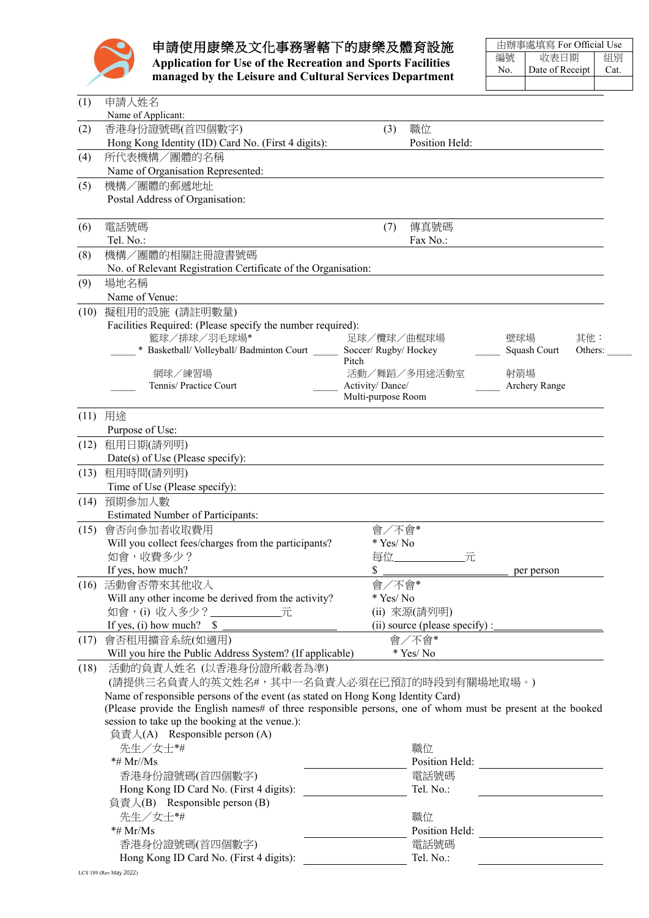# 申請使用康樂及文化事務署轄下的康樂及體育設施

## Application for Use of the Recreation and Sports Facilities managed by the Leisure and Cultural Services Department

| 由辦事處填寫 For Official Use | | |
|---|---|---|
| 編號 No. | 收表日期 Date of Receipt | 組別 Cat. |
| | | |

(1) 申請人姓名
Name of Applicant:

(2) 香港身份證號碼(首四個數字)
Hong Kong Identity (ID) Card No. (First 4 digits):

(3) 職位
Position Held:

(4) 所代表機構／團體的名稱
Name of Organisation Represented:

(5) 機構／團體的郵遞地址
Postal Address of Organisation:

(6) 電話號碼
Tel. No.:

(7) 傳真號碼
Fax No.:

(8) 機構／團體的相關註冊證書號碼
No. of Relevant Registration Certificate of the Organisation:

(9) 場地名稱
Name of Venue:

(10) 擬租用的設施 (請註明數量)
Facilities Required: (Please specify the number required):

_____ 籃球／排球／羽毛球場* Basketball/ Volleyball/ Badminton Court
_____ 足球／欖球／曲棍球場 Soccer/ Rugby/ Hockey Pitch
_____ 壁球場 Squash Court
其他：Others: _____
_____ 網球／練習場 Tennis/ Practice Court
_____ 活動／舞蹈／多用途活動室 Activity/ Dance/ Multi-purpose Room
_____ 射箭場 Archery Range

(11) 用途
Purpose of Use:

(12) 租用日期(請列明)
Date(s) of Use (Please specify):

(13) 租用時間(請列明)
Time of Use (Please specify):

(14) 預期參加人數
Estimated Number of Participants:

(15) 會否向參加者收取費用 — 會／不會*
Will you collect fees/charges from the participants? — * Yes/ No
如會，收費多少？ — 每位__________元
If yes, how much? — $ ____________________ per person

(16) 活動會否帶來其他收入 — 會／不會*
Will any other income be derived from the activity? — * Yes/ No
如會，(i) 收入多少？__________元 (ii) 來源(請列明)
If yes, (i) how much? $ __________ (ii) source (please specify) :__________

(17) 會否租用擴音系統(如適用) — 會／不會*
Will you hire the Public Address System? (If applicable) — * Yes/ No

(18) 活動的負責人姓名 (以香港身份證所載者為準)
(請提供三名負責人的英文姓名#，其中一名負責人必須在已預訂的時段到有關場地取場。)
Name of responsible persons of the event (as stated on Hong Kong Identity Card)
(Please provide the English names# of three responsible persons, one of whom must be present at the booked session to take up the booking at the venue.):

負責人(A) Responsible person (A)
先生／女士*# *# Mr//Ms __________ 職位 Position Held: __________
香港身份證號碼(首四個數字) Hong Kong ID Card No. (First 4 digits): __________ 電話號碼 Tel. No.: __________

負責人(B) Responsible person (B)
先生／女士*# *# Mr/Ms __________ 職位 Position Held: __________
香港身份證號碼(首四個數字) Hong Kong ID Card No. (First 4 digits): __________ 電話號碼 Tel. No.: __________

LCS 189 (Rev May 2022)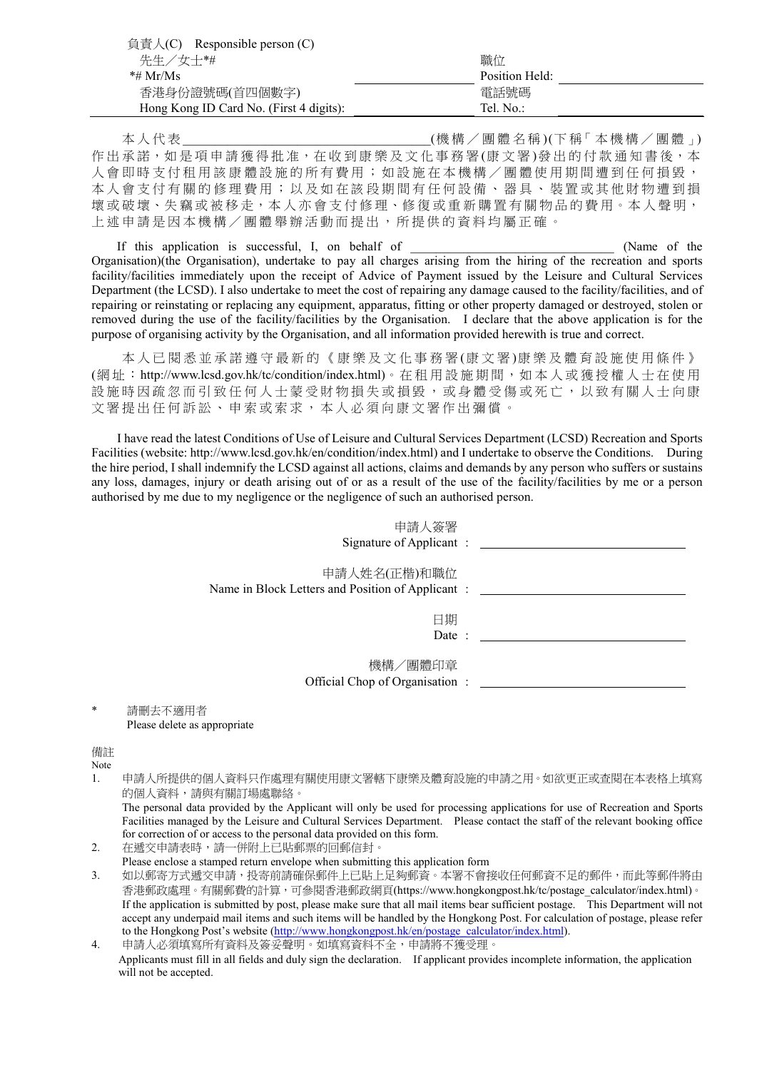負責人(C) Responsible person (C)

| | | | |
|---|---|---|---|
| 先生／女士*# *# Mr/Ms | ______ | 職位 Position Held: | ______ |
| 香港身份證號碼(首四個數字) Hong Kong ID Card No. (First 4 digits): | ______ | 電話號碼 Tel. No.: | ______ |

本人代表______________________________(機構／團體名稱)(下稱「本機構／團體」)作出承諾，如是項申請獲得批准，在收到康樂及文化事務署(康文署)發出的付款通知書後，本人會即時支付租用該康體設施的所有費用；如設施在本機構／團體使用期間遭到任何損毀，本人會支付有關的修理費用；以及如在該段期間有任何設備、器具、裝置或其他財物遭到損壞或破壞、失竊或被移走，本人亦會支付修理、修復或重新購置有關物品的費用。本人聲明，上述申請是因本機構／團體舉辦活動而提出，所提供的資料均屬正確。

If this application is successful, I, on behalf of ______________________________ (Name of the Organisation)(the Organisation), undertake to pay all charges arising from the hiring of the recreation and sports facility/facilities immediately upon the receipt of Advice of Payment issued by the Leisure and Cultural Services Department (the LCSD). I also undertake to meet the cost of repairing any damage caused to the facility/facilities, and of repairing or reinstating or replacing any equipment, apparatus, fitting or other property damaged or destroyed, stolen or removed during the use of the facility/facilities by the Organisation. I declare that the above application is for the purpose of organising activity by the Organisation, and all information provided herewith is true and correct.

本人已閱悉並承諾遵守最新的《康樂及文化事務署(康文署)康樂及體育設施使用條件》(網址：http://www.lcsd.gov.hk/tc/condition/index.html)。在租用設施期間，如本人或獲授權人士在使用設施時因疏忽而引致任何人士蒙受財物損失或損毀，或身體受傷或死亡，以致有關人士向康文署提出任何訴訟、申索或索求，本人必須向康文署作出彌償。

I have read the latest Conditions of Use of Leisure and Cultural Services Department (LCSD) Recreation and Sports Facilities (website: http://www.lcsd.gov.hk/en/condition/index.html) and I undertake to observe the Conditions. During the hire period, I shall indemnify the LCSD against all actions, claims and demands by any person who suffers or sustains any loss, damages, injury or death arising out of or as a result of the use of the facility/facilities by me or a person authorised by me due to my negligence or the negligence of such an authorised person.

申請人簽署 Signature of Applicant : ______________________________

申請人姓名(正楷)和職位 Name in Block Letters and Position of Applicant : ______________________________

日期 Date : ______________________________

機構／團體印章 Official Chop of Organisation : ______________________________

\* 請刪去不適用者
Please delete as appropriate

備註
Note

1. 申請人所提供的個人資料只作處理有關使用康文署轄下康樂及體育設施的申請之用。如欲更正或查閱在本表格上填寫的個人資料，請與有關訂場處聯絡。
   The personal data provided by the Applicant will only be used for processing applications for use of Recreation and Sports Facilities managed by the Leisure and Cultural Services Department. Please contact the staff of the relevant booking office for correction of or access to the personal data provided on this form.
2. 在遞交申請表時，請一併附上已貼郵票的回郵信封。
   Please enclose a stamped return envelope when submitting this application form
3. 如以郵寄方式遞交申請，投寄前請確保郵件上已貼上足夠郵資。本署不會接收任何郵資不足的郵件，而此等郵件將由香港郵政處理。有關郵費的計算，可參閱香港郵政網頁(https://www.hongkongpost.hk/tc/postage_calculator/index.html)。
   If the application is submitted by post, please make sure that all mail items bear sufficient postage. This Department will not accept any underpaid mail items and such items will be handled by the Hongkong Post. For calculation of postage, please refer to the Hongkong Post's website (http://www.hongkongpost.hk/en/postage_calculator/index.html).
4. 申請人必須填寫所有資料及簽妥聲明。如填寫資料不全，申請將不獲受理。
   Applicants must fill in all fields and duly sign the declaration. If applicant provides incomplete information, the application will not be accepted.